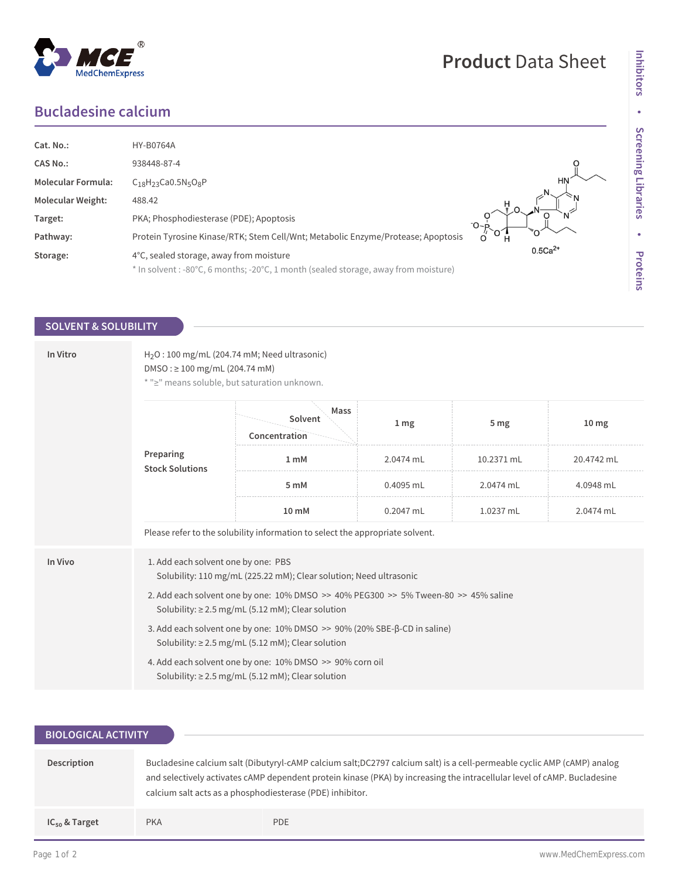# Product Data Sheet

## Bucladesine calcium

| | |
|---|---|
| **Cat. No.:** | HY-B0764A |
| **CAS No.:** | 938448-87-4 |
| **Molecular Formula:** | $C_{18}H_{23}Ca0.5N_5O_8P$ |
| **Molecular Weight:** | 488.42 |
| **Target:** | PKA; Phosphodiesterase (PDE); Apoptosis |
| **Pathway:** | Protein Tyrosine Kinase/RTK; Stem Cell/Wnt; Metabolic Enzyme/Protease; Apoptosis |
| **Storage:** | 4°C, sealed storage, away from moisture |
| | * In solvent : -80°C, 6 months; -20°C, 1 month (sealed storage, away from moisture) |

## SOLVENT & SOLUBILITY

### In Vitro

$H_2O$ : 100 mg/mL (204.74 mM; Need ultrasonic)
DMSO : ≥ 100 mg/mL (204.74 mM)
* "≥" means soluble, but saturation unknown.

**Preparing Stock Solutions**

| Solvent / Concentration \ Mass | 1 mg | 5 mg | 10 mg |
|---|---|---|---|
| 1 mM | 2.0474 mL | 10.2371 mL | 20.4742 mL |
| 5 mM | 0.4095 mL | 2.0474 mL | 4.0948 mL |
| 10 mM | 0.2047 mL | 1.0237 mL | 2.0474 mL |

Please refer to the solubility information to select the appropriate solvent.

### In Vivo

1. Add each solvent one by one: PBS
   Solubility: 110 mg/mL (225.22 mM); Clear solution; Need ultrasonic
2. Add each solvent one by one: 10% DMSO >> 40% PEG300 >> 5% Tween-80 >> 45% saline
   Solubility: ≥ 2.5 mg/mL (5.12 mM); Clear solution
3. Add each solvent one by one: 10% DMSO >> 90% (20% SBE-β-CD in saline)
   Solubility: ≥ 2.5 mg/mL (5.12 mM); Clear solution
4. Add each solvent one by one: 10% DMSO >> 90% corn oil
   Solubility: ≥ 2.5 mg/mL (5.12 mM); Clear solution

## BIOLOGICAL ACTIVITY

**Description**

Bucladesine calcium salt (Dibutyryl-cAMP calcium salt;DC2797 calcium salt) is a cell-permeable cyclic AMP (cAMP) analog and selectively activates cAMP dependent protein kinase (PKA) by increasing the intracellular level of cAMP. Bucladesine calcium salt acts as a phosphodiesterase (PDE) inhibitor.

| $IC_{50}$ & Target | PKA | PDE |
|---|---|---|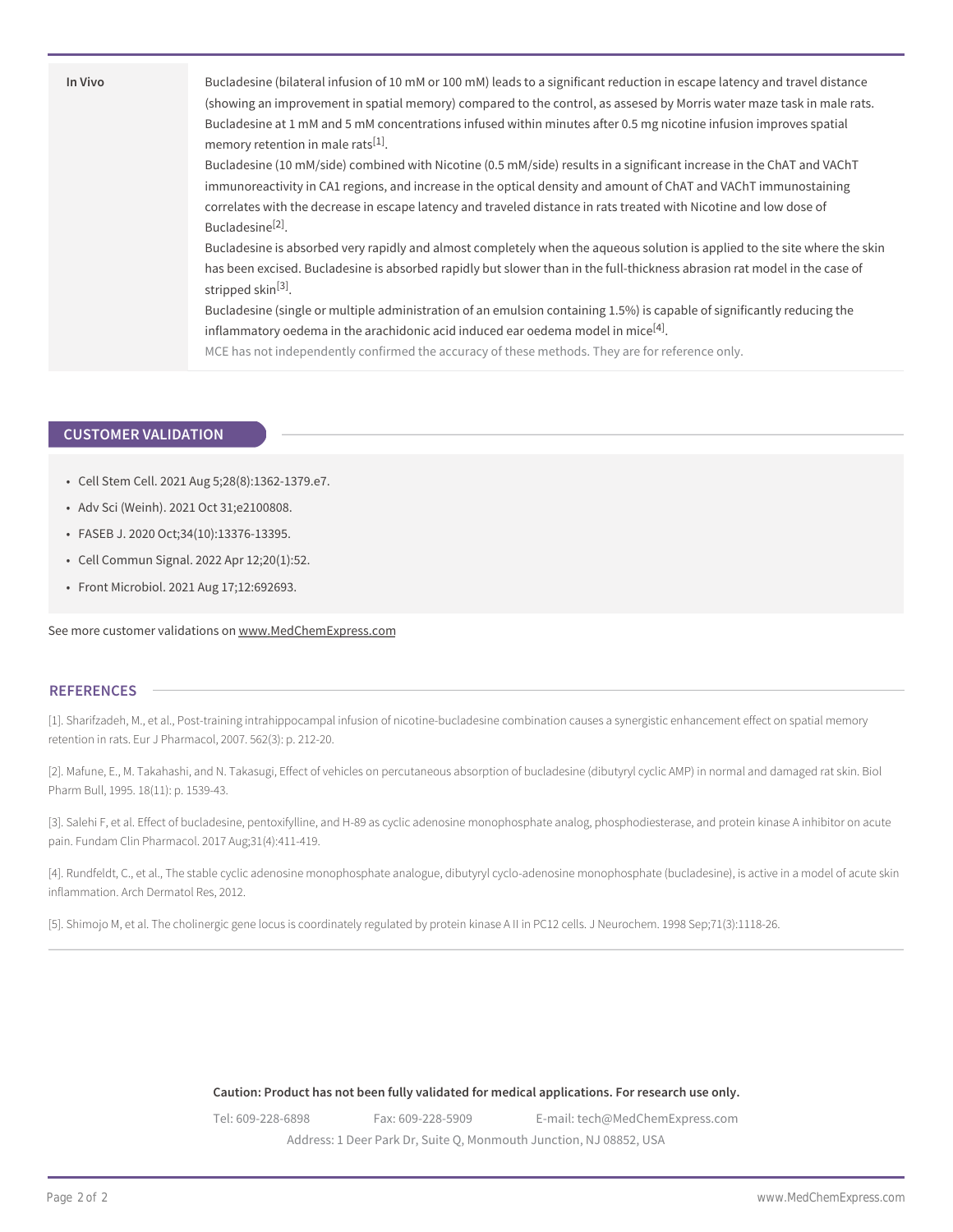| | |
|---|---|
| **In Vivo** | Bucladesine (bilateral infusion of 10 mM or 100 mM) leads to a significant reduction in escape latency and travel distance (showing an improvement in spatial memory) compared to the control, as assesed by Morris water maze task in male rats. Bucladesine at 1 mM and 5 mM concentrations infused within minutes after 0.5 mg nicotine infusion improves spatial memory retention in male rats[1]. Bucladesine (10 mM/side) combined with Nicotine (0.5 mM/side) results in a significant increase in the ChAT and VAChT immunoreactivity in CA1 regions, and increase in the optical density and amount of ChAT and VAChT immunostaining correlates with the decrease in escape latency and traveled distance in rats treated with Nicotine and low dose of Bucladesine[2]. Bucladesine is absorbed very rapidly and almost completely when the aqueous solution is applied to the site where the skin has been excised. Bucladesine is absorbed rapidly but slower than in the full-thickness abrasion rat model in the case of stripped skin[3]. Bucladesine (single or multiple administration of an emulsion containing 1.5%) is capable of significantly reducing the inflammatory oedema in the arachidonic acid induced ear oedema model in mice[4]. MCE has not independently confirmed the accuracy of these methods. They are for reference only. |

## CUSTOMER VALIDATION

- Cell Stem Cell. 2021 Aug 5;28(8):1362-1379.e7.
- Adv Sci (Weinh). 2021 Oct 31;e2100808.
- FASEB J. 2020 Oct;34(10):13376-13395.
- Cell Commun Signal. 2022 Apr 12;20(1):52.
- Front Microbiol. 2021 Aug 17;12:692693.

See more customer validations on www.MedChemExpress.com

## REFERENCES

[1]. Sharifzadeh, M., et al., Post-training intrahippocampal infusion of nicotine-bucladesine combination causes a synergistic enhancement effect on spatial memory retention in rats. Eur J Pharmacol, 2007. 562(3): p. 212-20.

[2]. Mafune, E., M. Takahashi, and N. Takasugi, Effect of vehicles on percutaneous absorption of bucladesine (dibutyryl cyclic AMP) in normal and damaged rat skin. Biol Pharm Bull, 1995. 18(11): p. 1539-43.

[3]. Salehi F, et al. Effect of bucladesine, pentoxifylline, and H-89 as cyclic adenosine monophosphate analog, phosphodiesterase, and protein kinase A inhibitor on acute pain. Fundam Clin Pharmacol. 2017 Aug;31(4):411-419.

[4]. Rundfeldt, C., et al., The stable cyclic adenosine monophosphate analogue, dibutyryl cyclo-adenosine monophosphate (bucladesine), is active in a model of acute skin inflammation. Arch Dermatol Res, 2012.

[5]. Shimojo M, et al. The cholinergic gene locus is coordinately regulated by protein kinase A II in PC12 cells. J Neurochem. 1998 Sep;71(3):1118-26.

**Caution: Product has not been fully validated for medical applications. For research use only.**

Tel: 609-228-6898 Fax: 609-228-5909 E-mail: tech@MedChemExpress.com

Address: 1 Deer Park Dr, Suite Q, Monmouth Junction, NJ 08852, USA